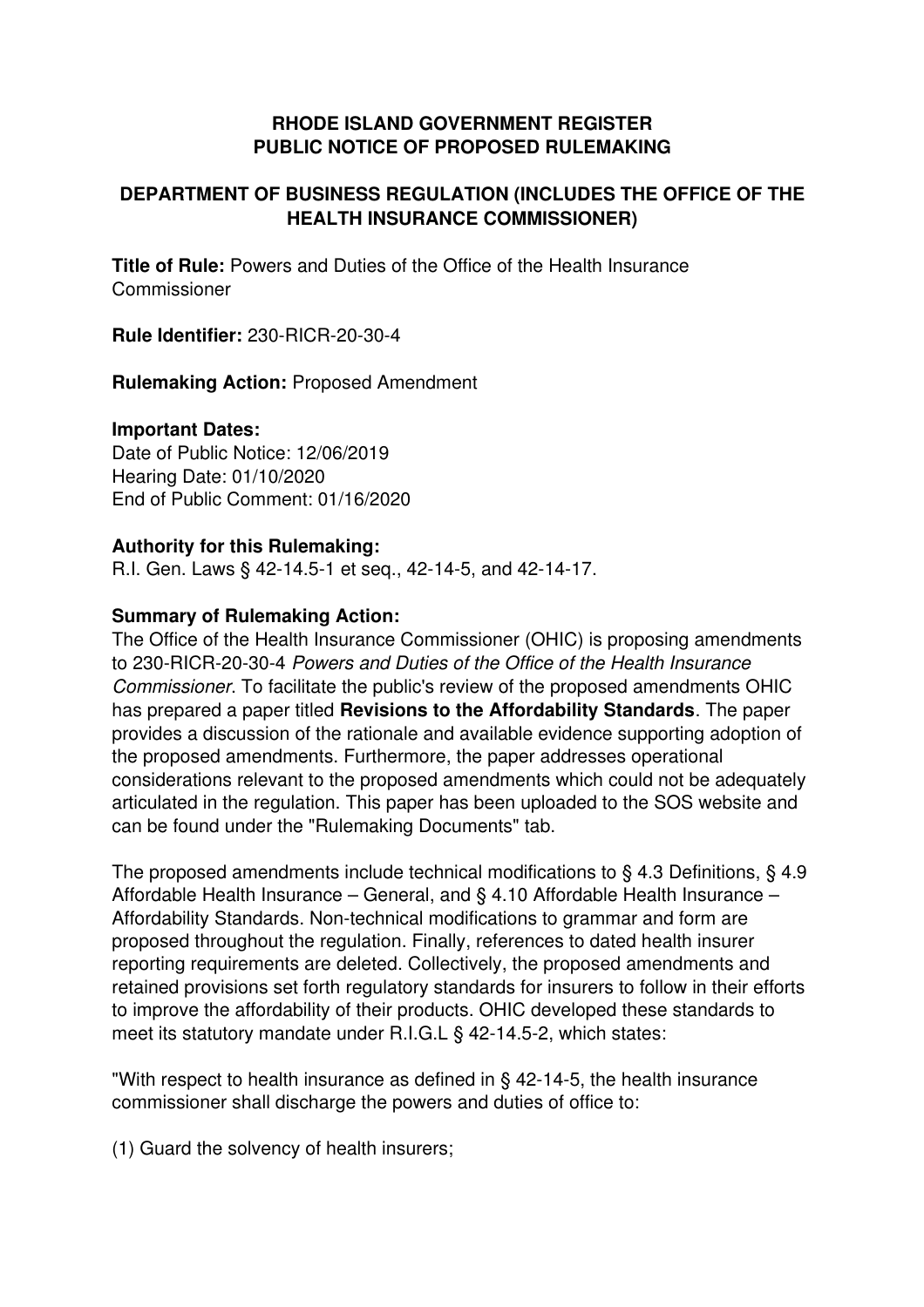# RHODE ISLAND GOVERNMENT REGISTER
# PUBLIC NOTICE OF PROPOSED RULEMAKING

## DEPARTMENT OF BUSINESS REGULATION (INCLUDES THE OFFICE OF THE HEALTH INSURANCE COMMISSIONER)

**Title of Rule:** Powers and Duties of the Office of the Health Insurance Commissioner

**Rule Identifier:** 230-RICR-20-30-4

**Rulemaking Action:** Proposed Amendment

**Important Dates:**
Date of Public Notice: 12/06/2019
Hearing Date: 01/10/2020
End of Public Comment: 01/16/2020

**Authority for this Rulemaking:**
R.I. Gen. Laws § 42-14.5-1 et seq., 42-14-5, and 42-14-17.

**Summary of Rulemaking Action:**
The Office of the Health Insurance Commissioner (OHIC) is proposing amendments to 230-RICR-20-30-4 *Powers and Duties of the Office of the Health Insurance Commissioner*. To facilitate the public's review of the proposed amendments OHIC has prepared a paper titled **Revisions to the Affordability Standards**. The paper provides a discussion of the rationale and available evidence supporting adoption of the proposed amendments. Furthermore, the paper addresses operational considerations relevant to the proposed amendments which could not be adequately articulated in the regulation. This paper has been uploaded to the SOS website and can be found under the "Rulemaking Documents" tab.

The proposed amendments include technical modifications to § 4.3 Definitions, § 4.9 Affordable Health Insurance – General, and § 4.10 Affordable Health Insurance – Affordability Standards. Non-technical modifications to grammar and form are proposed throughout the regulation. Finally, references to dated health insurer reporting requirements are deleted. Collectively, the proposed amendments and retained provisions set forth regulatory standards for insurers to follow in their efforts to improve the affordability of their products. OHIC developed these standards to meet its statutory mandate under R.I.G.L § 42-14.5-2, which states:

"With respect to health insurance as defined in § 42-14-5, the health insurance commissioner shall discharge the powers and duties of office to:

(1) Guard the solvency of health insurers;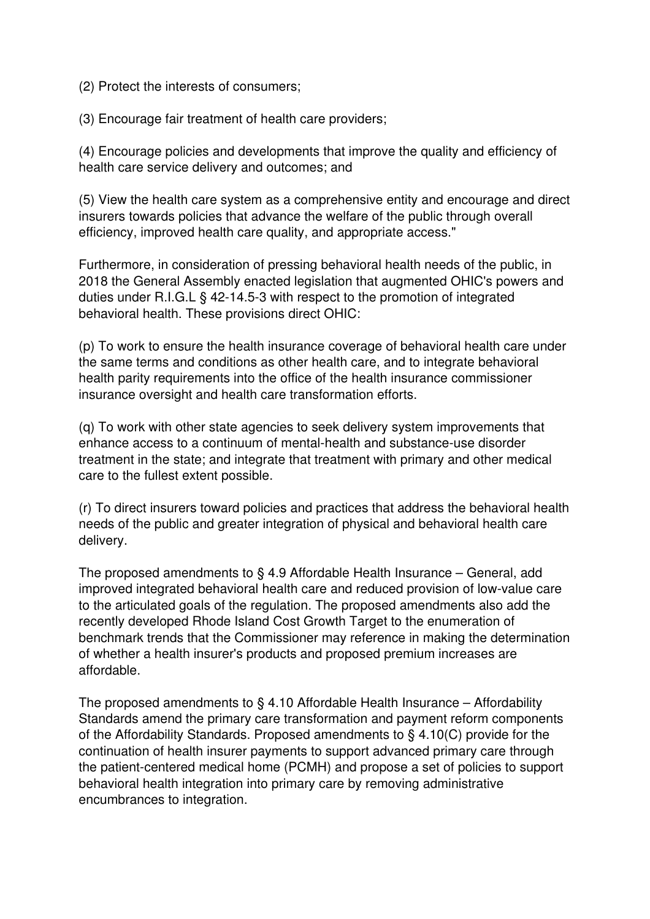(2) Protect the interests of consumers;

(3) Encourage fair treatment of health care providers;

(4) Encourage policies and developments that improve the quality and efficiency of health care service delivery and outcomes; and

(5) View the health care system as a comprehensive entity and encourage and direct insurers towards policies that advance the welfare of the public through overall efficiency, improved health care quality, and appropriate access."

Furthermore, in consideration of pressing behavioral health needs of the public, in 2018 the General Assembly enacted legislation that augmented OHIC's powers and duties under R.I.G.L § 42-14.5-3 with respect to the promotion of integrated behavioral health. These provisions direct OHIC:

(p) To work to ensure the health insurance coverage of behavioral health care under the same terms and conditions as other health care, and to integrate behavioral health parity requirements into the office of the health insurance commissioner insurance oversight and health care transformation efforts.

(q) To work with other state agencies to seek delivery system improvements that enhance access to a continuum of mental-health and substance-use disorder treatment in the state; and integrate that treatment with primary and other medical care to the fullest extent possible.

(r) To direct insurers toward policies and practices that address the behavioral health needs of the public and greater integration of physical and behavioral health care delivery.

The proposed amendments to § 4.9 Affordable Health Insurance – General, add improved integrated behavioral health care and reduced provision of low-value care to the articulated goals of the regulation. The proposed amendments also add the recently developed Rhode Island Cost Growth Target to the enumeration of benchmark trends that the Commissioner may reference in making the determination of whether a health insurer's products and proposed premium increases are affordable.

The proposed amendments to § 4.10 Affordable Health Insurance – Affordability Standards amend the primary care transformation and payment reform components of the Affordability Standards. Proposed amendments to § 4.10(C) provide for the continuation of health insurer payments to support advanced primary care through the patient-centered medical home (PCMH) and propose a set of policies to support behavioral health integration into primary care by removing administrative encumbrances to integration.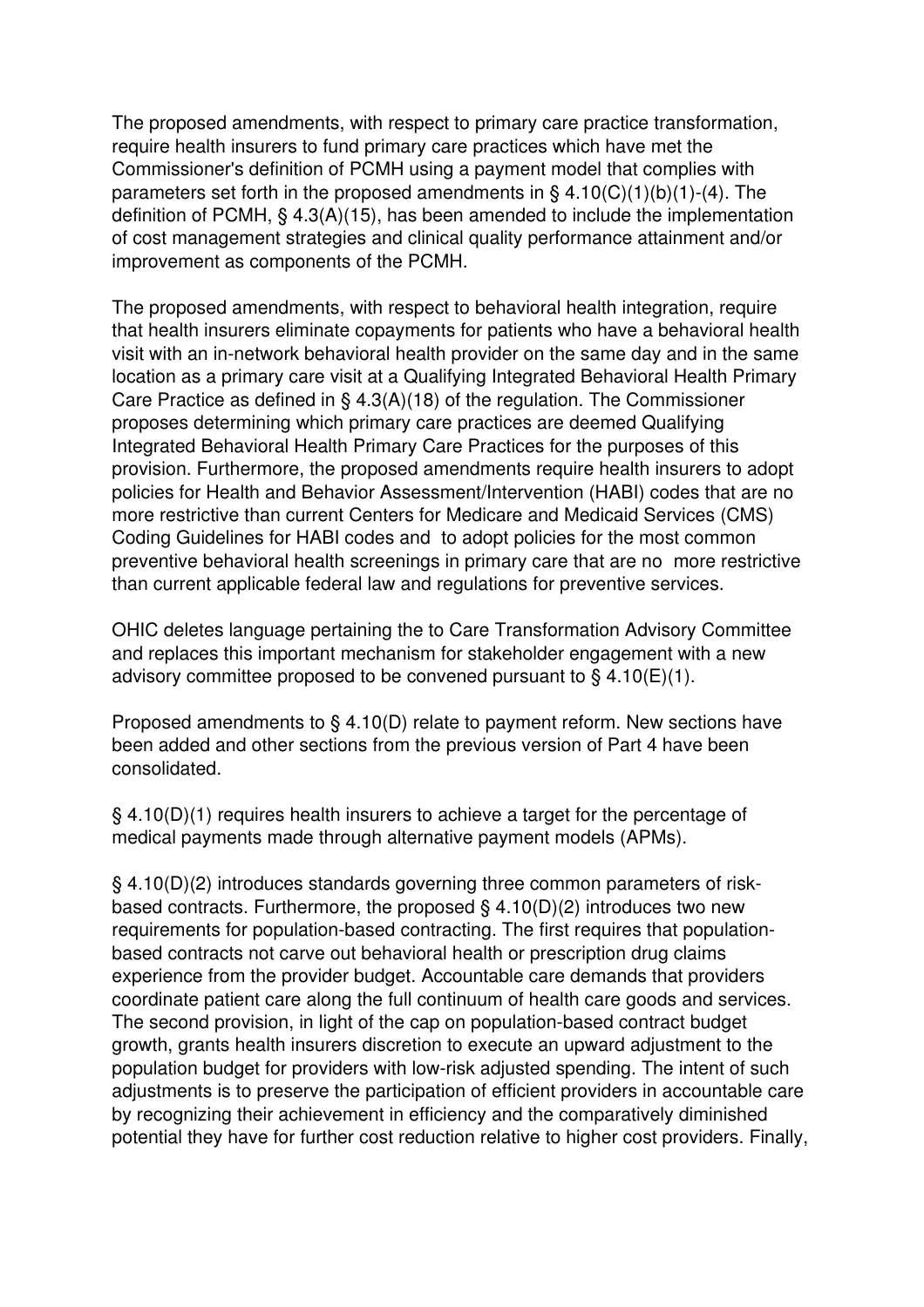The proposed amendments, with respect to primary care practice transformation, require health insurers to fund primary care practices which have met the Commissioner's definition of PCMH using a payment model that complies with parameters set forth in the proposed amendments in § 4.10(C)(1)(b)(1)-(4). The definition of PCMH, § 4.3(A)(15), has been amended to include the implementation of cost management strategies and clinical quality performance attainment and/or improvement as components of the PCMH.

The proposed amendments, with respect to behavioral health integration, require that health insurers eliminate copayments for patients who have a behavioral health visit with an in-network behavioral health provider on the same day and in the same location as a primary care visit at a Qualifying Integrated Behavioral Health Primary Care Practice as defined in § 4.3(A)(18) of the regulation. The Commissioner proposes determining which primary care practices are deemed Qualifying Integrated Behavioral Health Primary Care Practices for the purposes of this provision. Furthermore, the proposed amendments require health insurers to adopt policies for Health and Behavior Assessment/Intervention (HABI) codes that are no more restrictive than current Centers for Medicare and Medicaid Services (CMS) Coding Guidelines for HABI codes and to adopt policies for the most common preventive behavioral health screenings in primary care that are no more restrictive than current applicable federal law and regulations for preventive services.

OHIC deletes language pertaining the to Care Transformation Advisory Committee and replaces this important mechanism for stakeholder engagement with a new advisory committee proposed to be convened pursuant to § 4.10(E)(1).

Proposed amendments to § 4.10(D) relate to payment reform. New sections have been added and other sections from the previous version of Part 4 have been consolidated.

§ 4.10(D)(1) requires health insurers to achieve a target for the percentage of medical payments made through alternative payment models (APMs).

§ 4.10(D)(2) introduces standards governing three common parameters of risk-based contracts. Furthermore, the proposed § 4.10(D)(2) introduces two new requirements for population-based contracting. The first requires that population-based contracts not carve out behavioral health or prescription drug claims experience from the provider budget. Accountable care demands that providers coordinate patient care along the full continuum of health care goods and services. The second provision, in light of the cap on population-based contract budget growth, grants health insurers discretion to execute an upward adjustment to the population budget for providers with low-risk adjusted spending. The intent of such adjustments is to preserve the participation of efficient providers in accountable care by recognizing their achievement in efficiency and the comparatively diminished potential they have for further cost reduction relative to higher cost providers. Finally,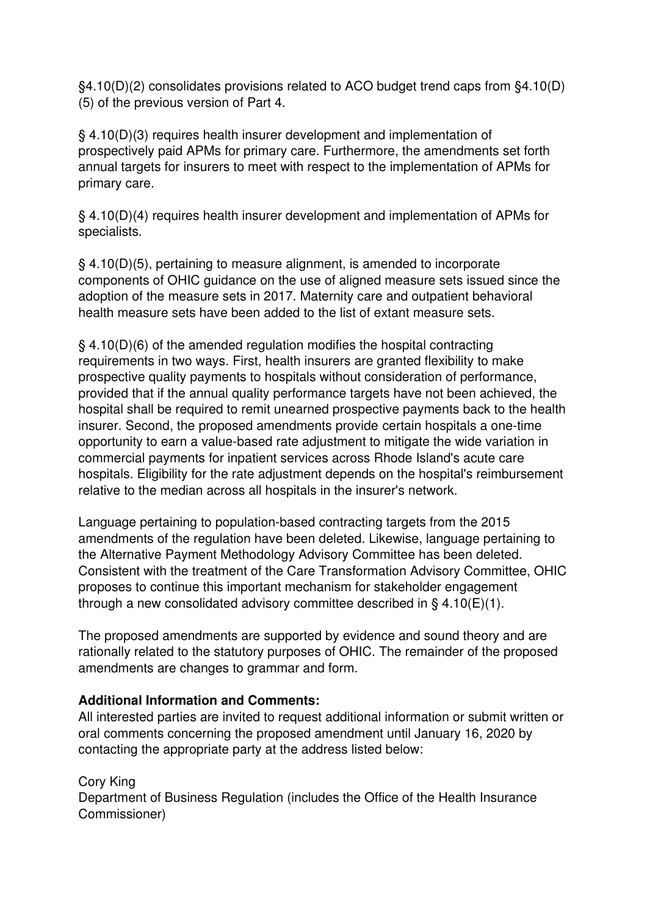§4.10(D)(2) consolidates provisions related to ACO budget trend caps from §4.10(D)(5) of the previous version of Part 4.

§ 4.10(D)(3) requires health insurer development and implementation of prospectively paid APMs for primary care. Furthermore, the amendments set forth annual targets for insurers to meet with respect to the implementation of APMs for primary care.

§ 4.10(D)(4) requires health insurer development and implementation of APMs for specialists.

§ 4.10(D)(5), pertaining to measure alignment, is amended to incorporate components of OHIC guidance on the use of aligned measure sets issued since the adoption of the measure sets in 2017. Maternity care and outpatient behavioral health measure sets have been added to the list of extant measure sets.

§ 4.10(D)(6) of the amended regulation modifies the hospital contracting requirements in two ways. First, health insurers are granted flexibility to make prospective quality payments to hospitals without consideration of performance, provided that if the annual quality performance targets have not been achieved, the hospital shall be required to remit unearned prospective payments back to the health insurer. Second, the proposed amendments provide certain hospitals a one-time opportunity to earn a value-based rate adjustment to mitigate the wide variation in commercial payments for inpatient services across Rhode Island's acute care hospitals. Eligibility for the rate adjustment depends on the hospital's reimbursement relative to the median across all hospitals in the insurer's network.

Language pertaining to population-based contracting targets from the 2015 amendments of the regulation have been deleted. Likewise, language pertaining to the Alternative Payment Methodology Advisory Committee has been deleted. Consistent with the treatment of the Care Transformation Advisory Committee, OHIC proposes to continue this important mechanism for stakeholder engagement through a new consolidated advisory committee described in § 4.10(E)(1).

The proposed amendments are supported by evidence and sound theory and are rationally related to the statutory purposes of OHIC. The remainder of the proposed amendments are changes to grammar and form.

**Additional Information and Comments:**
All interested parties are invited to request additional information or submit written or oral comments concerning the proposed amendment until January 16, 2020 by contacting the appropriate party at the address listed below:

Cory King
Department of Business Regulation (includes the Office of the Health Insurance Commissioner)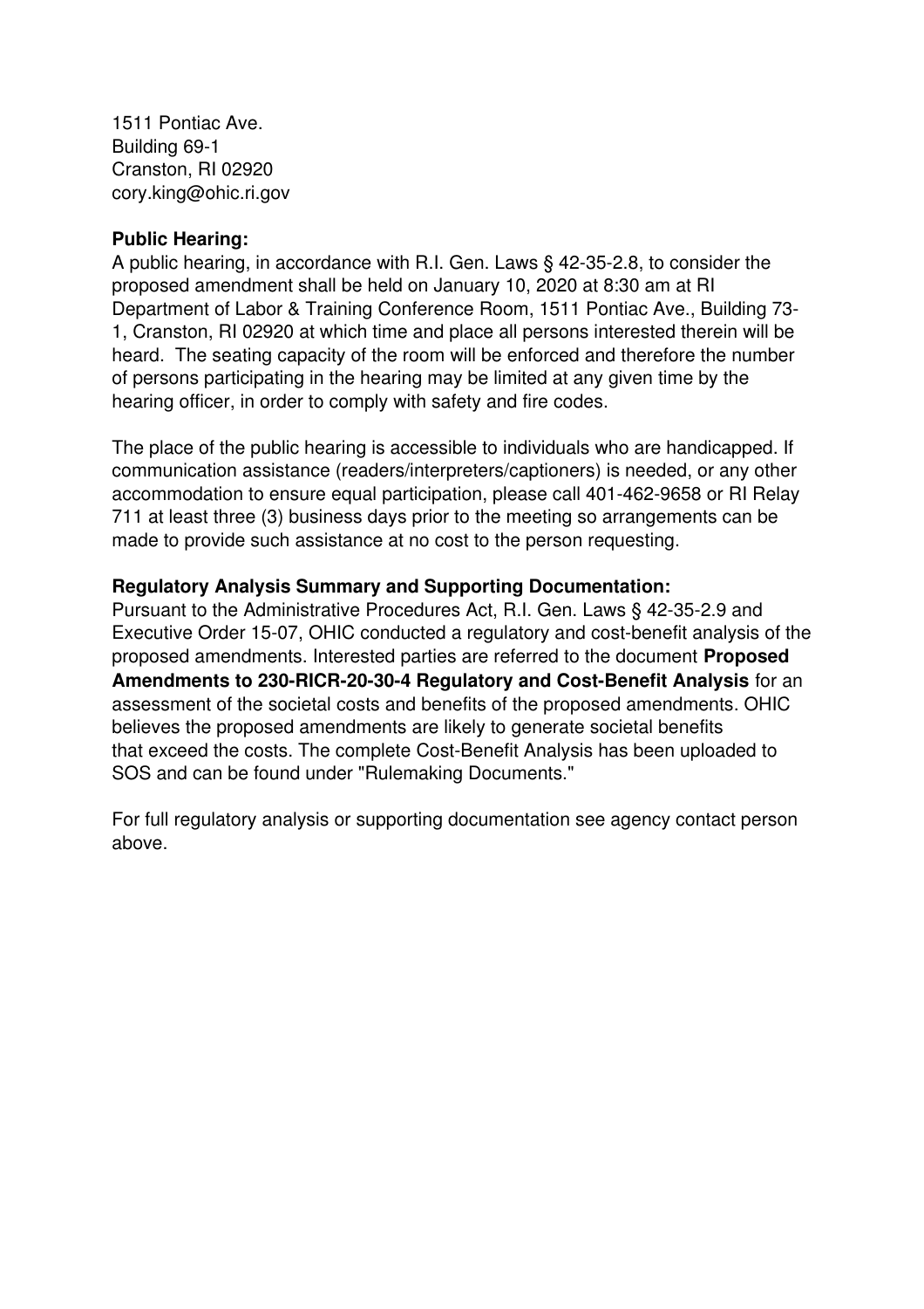1511 Pontiac Ave.
Building 69-1
Cranston, RI 02920
cory.king@ohic.ri.gov

**Public Hearing:**
A public hearing, in accordance with R.I. Gen. Laws § 42-35-2.8, to consider the proposed amendment shall be held on January 10, 2020 at 8:30 am at RI Department of Labor & Training Conference Room, 1511 Pontiac Ave., Building 73-1, Cranston, RI 02920 at which time and place all persons interested therein will be heard. The seating capacity of the room will be enforced and therefore the number of persons participating in the hearing may be limited at any given time by the hearing officer, in order to comply with safety and fire codes.

The place of the public hearing is accessible to individuals who are handicapped. If communication assistance (readers/interpreters/captioners) is needed, or any other accommodation to ensure equal participation, please call 401-462-9658 or RI Relay 711 at least three (3) business days prior to the meeting so arrangements can be made to provide such assistance at no cost to the person requesting.

**Regulatory Analysis Summary and Supporting Documentation:**
Pursuant to the Administrative Procedures Act, R.I. Gen. Laws § 42-35-2.9 and Executive Order 15-07, OHIC conducted a regulatory and cost-benefit analysis of the proposed amendments. Interested parties are referred to the document **Proposed Amendments to 230-RICR-20-30-4 Regulatory and Cost-Benefit Analysis** for an assessment of the societal costs and benefits of the proposed amendments. OHIC believes the proposed amendments are likely to generate societal benefits that exceed the costs. The complete Cost-Benefit Analysis has been uploaded to SOS and can be found under "Rulemaking Documents."

For full regulatory analysis or supporting documentation see agency contact person above.